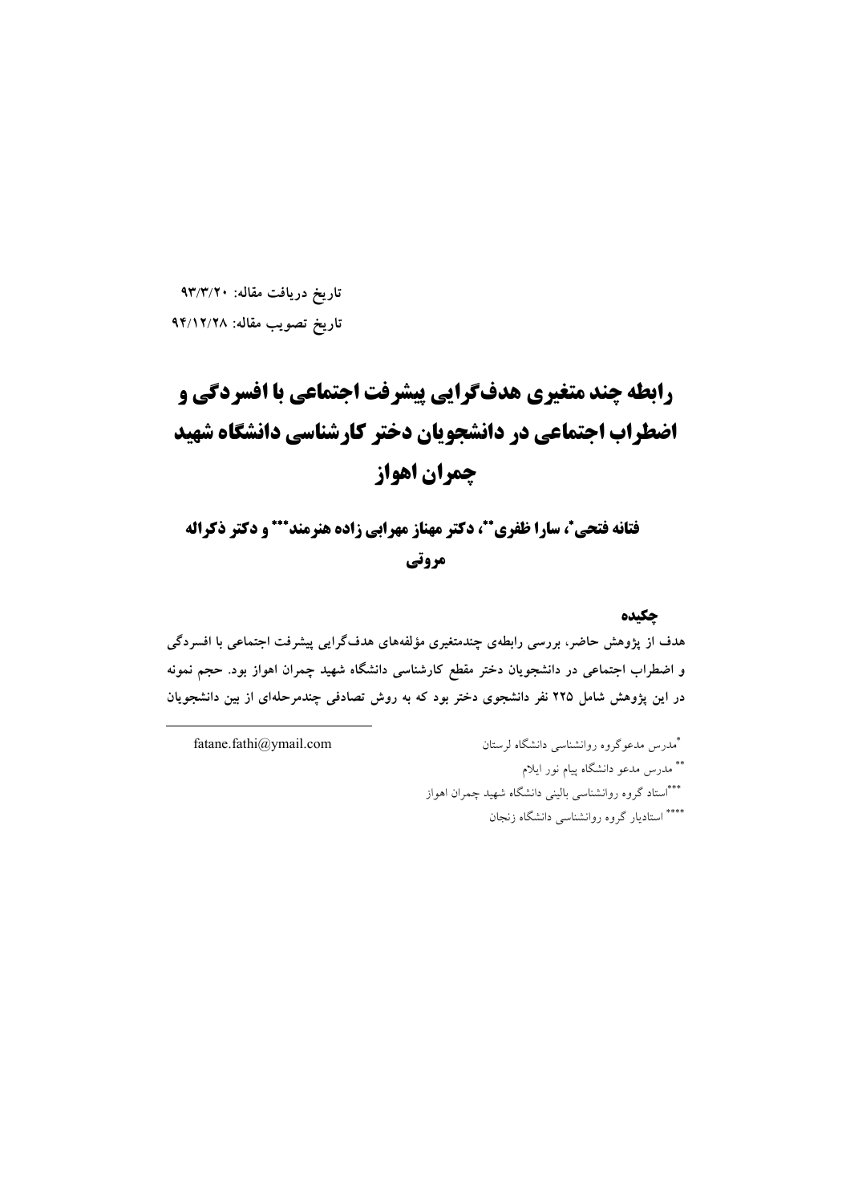تاریخ دریافت مقاله: ۹۳/۳/۲۰

تاریخ تصویب مقاله: ۹۴/۱۲/۲۸

# رابطه چند متغیری هدف‌گرایی پیشرفت اجتماعی با افسردگی و اضطراب اجتماعی در دانشجویان دختر کارشناسی دانشگاه شهید چمران اهواز

## فتانه فتحی*، سارا ظفری**، دکتر مهناز مهرابی زاده هنرمند*** و دکتر ذکراله مروتی

### چکیده

**هدف از پژوهش حاضر، بررسی رابطه‌ی چندمتغیری مؤلفه‌های هدف‌گرایی پیشرفت اجتماعی با افسردگی و اضطراب اجتماعی در دانشجویان دختر مقطع کارشناسی دانشگاه شهید چمران اهواز بود. حجم نمونه در این پژوهش شامل ۲۲۵ نفر دانشجوی دختر بود که به روش تصادفی چندمرحله‌ای از بین دانشجویان**

---

fatane.fathi@ymail.com

*مدرس مدعوگروه روانشناسی دانشگاه لرستان

** مدرس مدعو دانشگاه پیام نور ایلام

***استاد گروه روانشناسی بالینی دانشگاه شهید چمران اهواز

**** استادیار گروه روانشناسی دانشگاه زنجان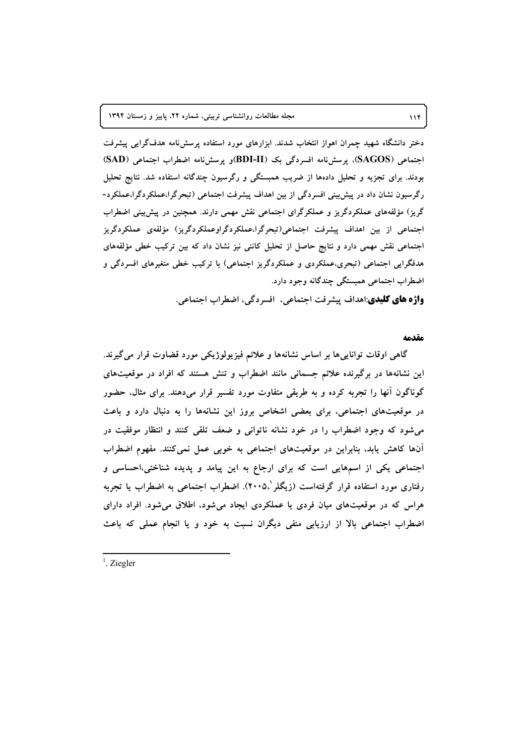دختر دانشگاه شهید چمران اهواز انتخاب شدند. ابزارهای مورد استفاده پرسش‌نامه هدف‌گرایی پیشرفت اجتماعی (**SAGOS**)، پرسش‌نامه افسردگی بک (**BDI-II**)و پرسش‌نامه اضطراب اجتماعی (**SAD**) بودند. برای تجزیه و تحلیل داده‌ها از ضریب همبستگی و رگرسیون چندگانه استفاده شد. نتایج تحلیل رگرسیون نشان داد در پیش‌بینی افسردگی از بین اهداف پیشرفت اجتماعی (تبحرگرا،عملکردگرا،عملکرد-گریز) مؤلفه‌های عملکردگریز و عملکرگرای اجتماعی نقش مهمی دارند. همچنین در پیش‌بینی اضطراب اجتماعی از بین اهداف پیشرفت اجتماعی(تبحرگرا،عملکردگراوعملکردگریز) مؤلفه‌ی عملکردگریز اجتماعی نقش مهمی دارد و نتایج حاصل از تحلیل کاننی نیز نشان داد که بین ترکیب خطی مؤلفه‌های هدفگرایی اجتماعی (تبحری،عملکردی و عملکردگریز اجتماعی) با ترکیب خطی متغیرهای افسردگی و اضطراب اجتماعی همبستگی چندگانه وجود دارد.

**واژه های کلیدی**:اهداف پیشرفت اجتماعی، افسردگی، اضطراب اجتماعی.

## مقدمه

گاهی اوقات توانایی‌ها بر اساس نشانه‌ها و علائم فیزیولوژیکی مورد قضاوت قرار می‌گیرند. این نشانه‌ها در برگیرنده علائم جسمانی مانند اضطراب و تنش هستند که افراد در موقعیت‌های گوناگون آنها را تجربه کرده و به طریقی متفاوت مورد تفسیر قرار می‌دهند. برای مثال، حضور در موقعیت‌های اجتماعی، برای بعضی اشخاص بروز این نشانه‌ها را به دنبال دارد و باعث می‌شود که وجود اضطراب را در خود نشانه ناتوانی و ضعف تلقی کنند و انتظار موفقیت در آن‌ها کاهش یابد، بنابراین در موقعیت‌های اجتماعی به خوبی عمل نمی‌کنند. مفهوم اضطراب اجتماعی یکی از اسم‌هایی است که برای ارجاع به این پیامد و پدیده شناختی،احساسی و رفتاری مورد استفاده قرار گرفته‌است (زیگلر[1]،۲۰۰۵). اضطراب اجتماعی به اضطراب یا تجربه هراس که در موقعیت‌های میان فردی یا عملکردی ایجاد می‌شود، اطلاق می‌شود. افراد دارای اضطراب اجتماعی بالا از ارزیابی منفی دیگران نسبت به خود و یا انجام عملی که باعث

[1]. Ziegler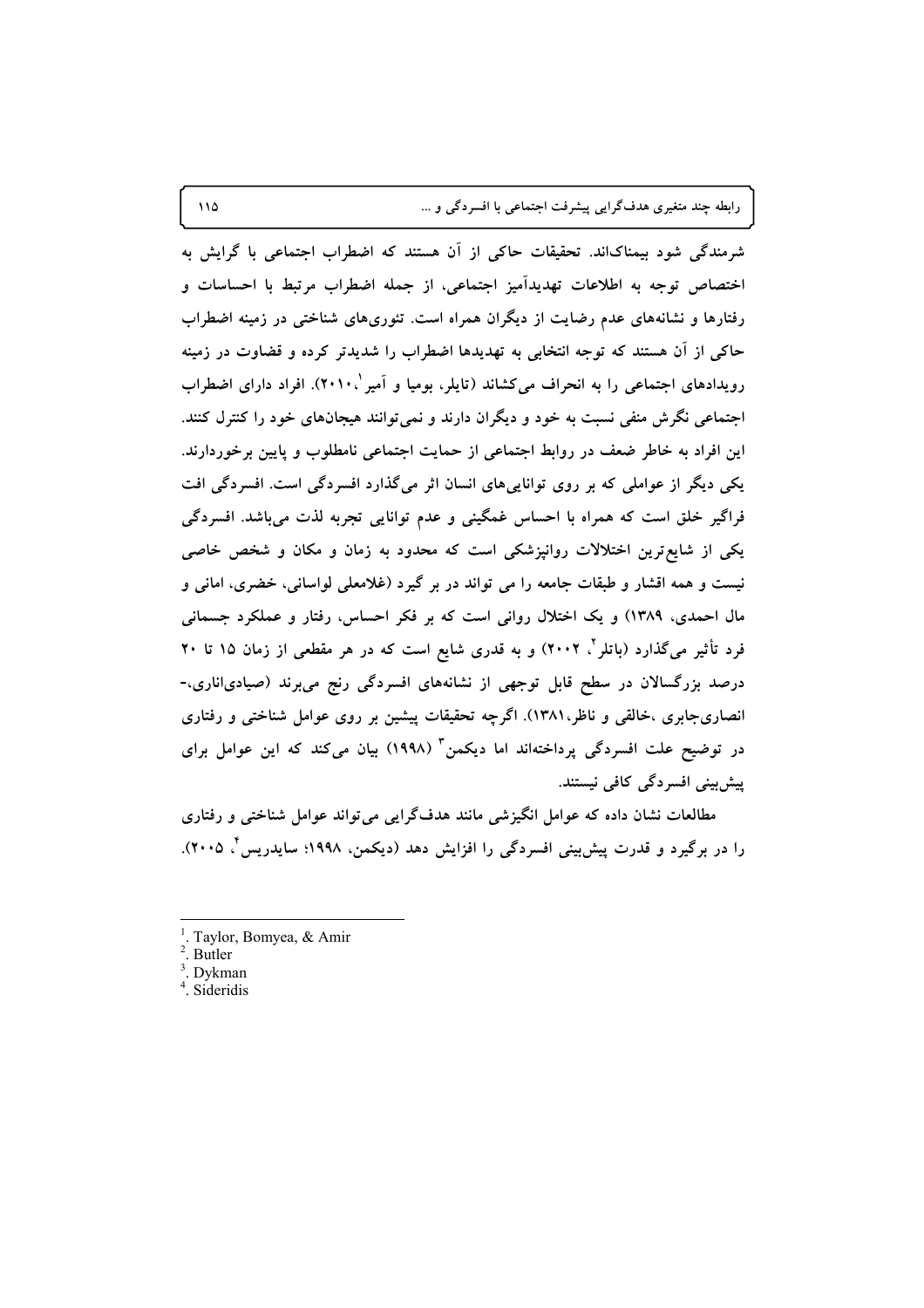شرمندگی شود بیمناک‌اند. تحقیقات حاکی از آن هستند که اضطراب اجتماعی با گرایش به اختصاص توجه به اطلاعات تهدیدآمیز اجتماعی، از جمله اضطراب مرتبط با احساسات و رفتارها و نشانه‌های عدم رضایت از دیگران همراه است. تئوری‌های شناختی در زمینه اضطراب حاکی از آن هستند که توجه انتخابی به تهدیدها اضطراب را شدیدتر کرده و قضاوت در زمینه رویدادهای اجتماعی را به انحراف می‌کشاند (تایلر، بومیا و آمیر[1]،۲۰۱۰). افراد دارای اضطراب اجتماعی نگرش منفی نسبت به خود و دیگران دارند و نمی‌توانند هیجان‌های خود را کنترل کنند. این افراد به خاطر ضعف در روابط اجتماعی از حمایت اجتماعی نامطلوب و پایین برخوردارند. یکی دیگر از عواملی که بر روی توانایی‌های انسان اثر می‌گذارد افسردگی است. افسردگی افت فراگیر خلق است که همراه با احساس غمگینی و عدم توانایی تجربه لذت می‌باشد. افسردگی یکی از شایع‌ترین اختلالات روانپزشکی است که محدود به زمان و مکان و شخص خاصی نیست و همه اقشار و طبقات جامعه را می تواند در بر گیرد (غلامعلی لواسانی، خضری، امانی و مال احمدی، ۱۳۸۹) و یک اختلال روانی است که بر فکر احساس، رفتار و عملکرد جسمانی فرد تأثیر می‌گذارد (باتلر[2]، ۲۰۰۲) و به قدری شایع است که در هر مقطعی از زمان ۱۵ تا ۲۰ درصد بزرگسالان در سطح قابل توجهی از نشانه‌های افسردگی رنج می‌برند (صیادی‌اناری،- انصاری‌جابری ،خالقی و ناظر،۱۳۸۱). اگرچه تحقیقات پیشین بر روی عوامل شناختی و رفتاری در توضیح علت افسردگی پرداخته‌اند اما دیکمن[3] (۱۹۹۸) بیان می‌کند که این عوامل برای پیش‌بینی افسردگی کافی نیستند.

مطالعات نشان داده که عوامل انگیزشی مانند هدف‌گرایی می‌تواند عوامل شناختی و رفتاری را در برگیرد و قدرت پیش‌بینی افسردگی را افزایش دهد (دیکمن، ۱۹۹۸؛ سایدریس[4]، ۲۰۰۵).

---

[1]. Taylor, Bomyea, & Amir
[2]. Butler
[3]. Dykman
[4]. Sideridis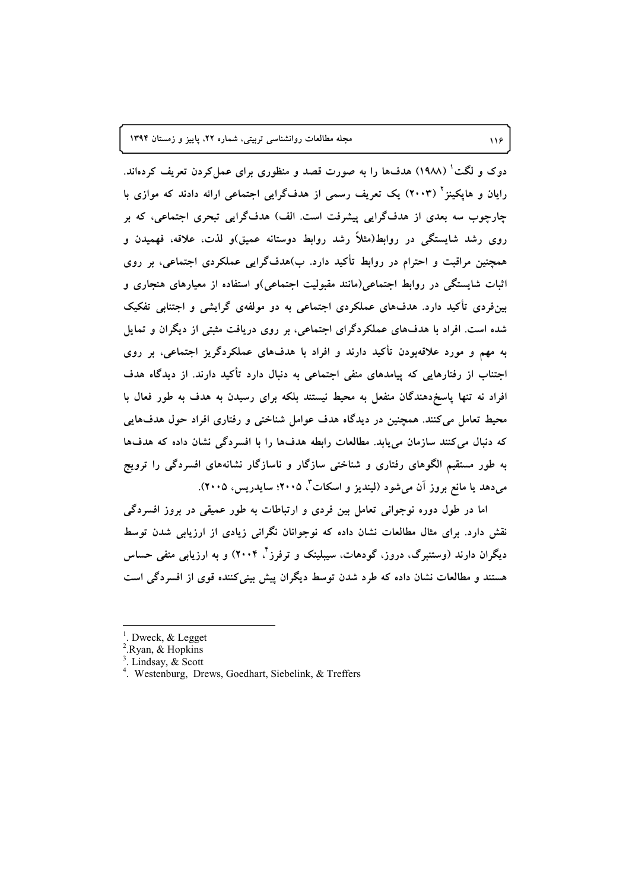دوک و لگت[1] (۱۹۸۸) هدف‌ها را به صورت قصد و منظوری برای عمل‌کردن تعریف کرده‌اند. رایان و هاپکینز[2] (۲۰۰۳) یک تعریف رسمی از هدف‌گرایی اجتماعی ارائه دادند که موازی با چارچوب سه بعدی از هدف‌گرایی پیشرفت است. الف) هدف‌گرایی تبحری اجتماعی، که بر روی رشد شایستگی در روابط(مثلاً رشد روابط دوستانه عمیق)و لذت، علاقه، فهمیدن و همچنین مراقبت و احترام در روابط تأکید دارد. ب)هدف‌گرایی عملکردی اجتماعی، بر روی اثبات شایستگی در روابط اجتماعی(مانند مقبولیت اجتماعی)و استفاده از معیارهای هنجاری و بین‌فردی تأکید دارد. هدف‌های عملکردی اجتماعی به دو مولفه‌ی گرایشی و اجتنابی تفکیک شده است. افراد با هدف‌های عملکردگرای اجتماعی، بر روی دریافت مثبتی از دیگران و تمایل به مهم و مورد علاقه‌بودن تأکید دارند و افراد با هدف‌های عملکردگریز اجتماعی، بر روی اجتناب از رفتارهایی که پیامدهای منفی اجتماعی به دنبال دارد تأکید دارند. از دیدگاه هدف افراد نه تنها پاسخ‌دهندگان منفعل به محیط نیستند بلکه برای رسیدن به هدف به طور فعال با محیط تعامل می‌کنند. همچنین در دیدگاه هدف عوامل شناختی و رفتاری افراد حول هدف‌هایی که دنبال می‌کنند سازمان می‌یابد. مطالعات رابطه هدف‌ها را با افسردگی نشان داده که هدف‌ها به طور مستقیم الگوهای رفتاری و شناختی سازگار و ناسازگار نشانه‌های افسردگی را ترویج می‌دهد یا مانع بروز آن می‌شود (لیندیز و اسکات[3]، ۲۰۰۵؛ سایدریس، ۲۰۰۵).

اما در طول دوره نوجوانی تعامل بین فردی و ارتباطات به طور عمیقی در بروز افسردگی نقش دارد. برای مثال مطالعات نشان داده که نوجوانان نگرانی زیادی از ارزیابی شدن توسط دیگران دارند (وستنبرگ، دروز، گودهات، سیبلینک و ترفرز[4]، ۲۰۰۴) و به ارزیابی منفی حساس هستند و مطالعات نشان داده که طرد شدن توسط دیگران پیش بینی‌کننده قوی از افسردگی است

---

1. Dweck, & Legget
2. Ryan, & Hopkins
3. Lindsay, & Scott
4. Westenburg, Drews, Goedhart, Siebelink, & Treffers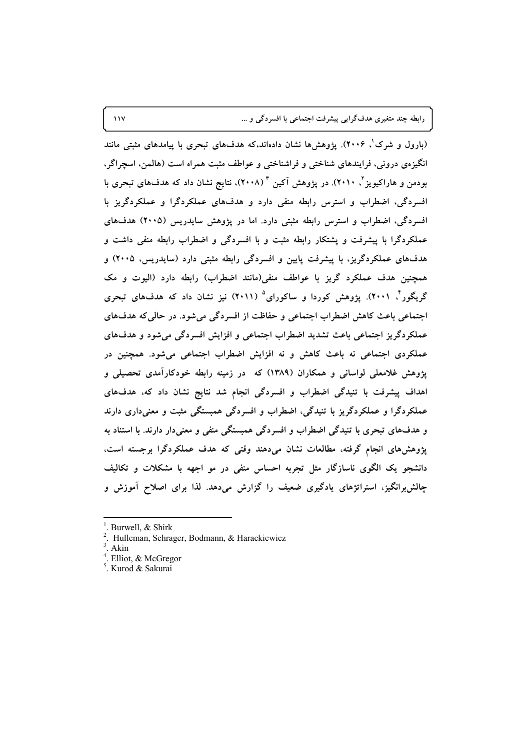(بارول و شرک[1]، ۲۰۰۶). پژوهش‌ها نشان داده‌اند،که هدف‌های تبحری با پیامدهای مثبتی مانند انگیزه‌ی درونی، فرایندهای شناختی و فراشناختی و عواطف مثبت همراه است (هالمن، اسچراگر، بودمن و هاراکیویز[2]، ۲۰۱۰). در پژوهش آکین [3] (۲۰۰۸)، نتایج نشان داد که هدف‌های تبحری با افسردگی، اضطراب و استرس رابطه منفی دارد و هدف‌های عملکردگرا و عملکردگریز با افسردگی، اضطراب و استرس رابطه مثبتی دارد. اما در پژوهش سایدریس (۲۰۰۵) هدف‌های عملکردگرا با پیشرفت و پشتکار رابطه مثبت و با افسردگی و اضطراب رابطه منفی داشت و هدف‌های عملکردگریز، با پیشرفت پایین و افسردگی رابطه مثبتی دارد (سایدریس، ۲۰۰۵) و همچنین هدف عملکرد گریز با عواطف منفی(مانند اضطراب) رابطه دارد (الیوت و مک گریگور[4]، ۲۰۰۱). پژوهش کوردا و ساکورای[5] (۲۰۱۱) نیز نشان داد که هدف‌های تبحری اجتماعی باعث کاهش اضطراب اجتماعی و حفاظت از افسردگی می‌شود. در حالی‌که هدف‌های عملکردگریز اجتماعی باعث تشدید اضطراب اجتماعی و افزایش افسردگی می‌شود و هدف‌های عملکردی اجتماعی نه باعث کاهش و نه افزایش اضطراب اجتماعی می‌شود. همچنین در پژوهش غلامعلی لواسانی و همکاران (۱۳۸۹) که در زمینه رابطه خودکارآمدی تحصیلی و اهداف پیشرفت با تنیدگی اضطراب و افسردگی انجام شد نتایج نشان داد که، هدف‌های عملکردگرا و عملکردگریز با تنیدگی، اضطراب و افسردگی همبستگی مثبت و معنی‌داری دارند و هدف‌های تبحری با تنیدگی اضطراب و افسردگی همبستگی منفی و معنی‌دار دارند. با استناد به پژوهش‌های انجام گرفته، مطالعات نشان می‌دهند وقتی که هدف عملکردگرا برجسته است، دانشجو یک الگوی ناسازگار مثل تجربه احساس منفی در مو اجهه با مشکلات و تکالیف چالش‌برانگیز، استراتژهای یادگیری ضعیف را گزارش می‌دهد. لذا برای اصلاح آموزش و

---

1. Burwell, & Shirk
2. Hulleman, Schrager, Bodmann, & Harackiewicz
3. Akin
4. Elliot, & McGregor
5. Kurod & Sakurai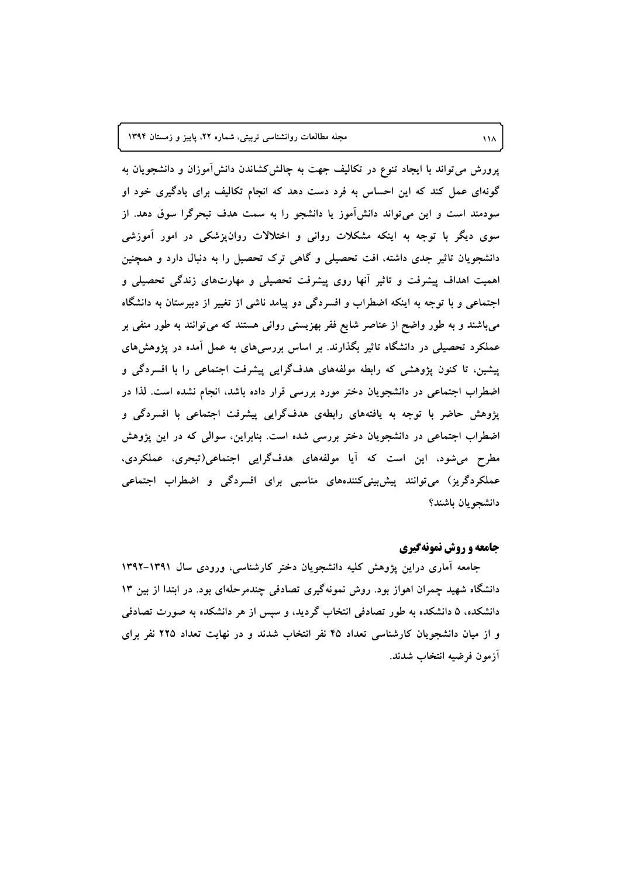پرورش می‌تواند با ایجاد تنوع در تکالیف جهت به چالش‌کشاندن دانش‌آموزان و دانشجویان به گونه‌ای عمل کند که این احساس به فرد دست دهد که انجام تکالیف برای یادگیری خود او سودمند است و این می‌تواند دانش‌آموز یا دانشجو را به سمت هدف تبحرگرا سوق دهد. از سوی دیگر با توجه به اینکه مشکلات روانی و اختلالات روان‌پزشکی در امور آموزشی دانشجویان تاثیر جدی داشته، افت تحصیلی و گاهی ترک تحصیل را به دنبال دارد و همچنین اهمیت اهداف پیشرفت و تاثیر آنها روی پیشرفت تحصیلی و مهارت‌های زندگی تحصیلی و اجتماعی و با توجه به اینکه اضطراب و افسردگی دو پیامد ناشی از تغییر از دبیرستان به دانشگاه می‌باشند و به طور واضح از عناصر شایع فقر بهزیستی روانی هستند که می‌توانند به طور منفی بر عملکرد تحصیلی در دانشگاه تاثیر بگذارند. بر اساس بررسی‌های به عمل آمده در پژوهش‌های پیشین، تا کنون پژوهشی که رابطه مولفه‌های هدف‌گرایی پیشرفت اجتماعی را با افسردگی و اضطراب اجتماعی در دانشجویان دختر مورد بررسی قرار داده باشد، انجام نشده است. لذا در پژوهش حاضر با توجه به یافته‌های رابطه‌ی هدف‌گرایی پیشرفت اجتماعی با افسردگی و اضطراب اجتماعی در دانشجویان دختر بررسی شده است. بنابراین، سوالی که در این پژوهش مطرح می‌شود، این است که آیا مولفه‌های هدف‌گرایی اجتماعی(تبحری، عملکردی، عملکردگریز) می‌توانند پیش‌بینی‌کننده‌های مناسبی برای افسردگی و اضطراب اجتماعی دانشجویان باشند؟

## جامعه و روش نمونه‌گیری

جامعه آماری دراین پژوهش کلیه دانشجویان دختر کارشناسی، ورودی سال ۱۳۹۱-۱۳۹۲ دانشگاه شهید چمران اهواز بود. روش نمونه‌گیری تصادفی چندمرحله‌ای بود. در ابتدا از بین ۱۳ دانشکده، ۵ دانشکده به طور تصادفی انتخاب گردید، و سپس از هر دانشکده به صورت تصادفی و از میان دانشجویان کارشناسی تعداد ۴۵ نفر انتخاب شدند و در نهایت تعداد ۲۲۵ نفر برای آزمون فرضیه انتخاب شدند.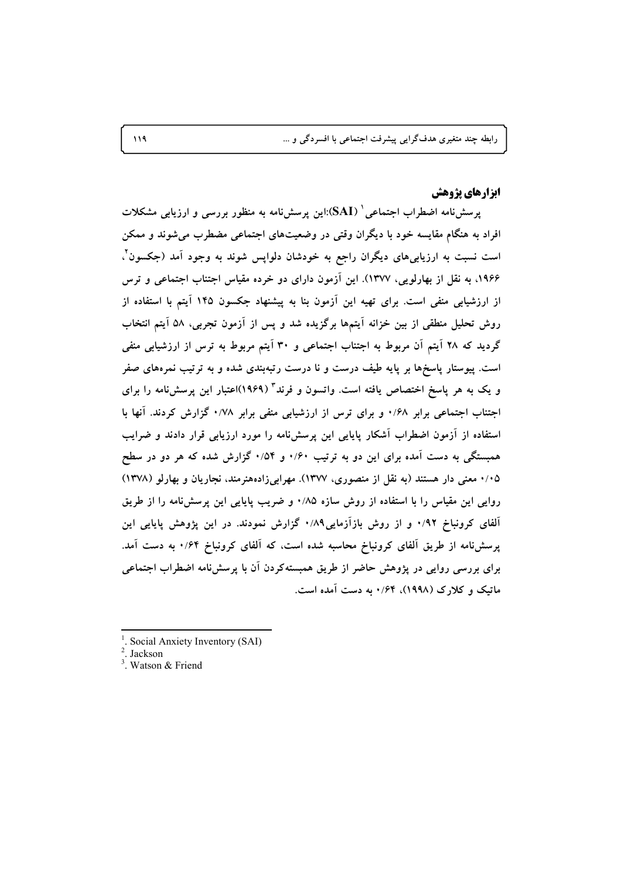### ابزارهای پژوهش

پرسش‌نامه اضطراب اجتماعی[1] (SAI):این پرسش‌نامه به منظور بررسی و ارزیابی مشکلات افراد به هنگام مقایسه خود با دیگران وقتی در وضعیت‌های اجتماعی مضطرب می‌شوند و ممکن است نسبت به ارزیابی‌های دیگران راجع به خودشان دلواپس شوند به وجود آمد (جکسون[2]، ۱۹۶۶، به نقل از بهارلویی، ۱۳۷۷). این آزمون دارای دو خرده مقیاس اجتناب اجتماعی و ترس از ارزشیابی منفی است. برای تهیه این آزمون بنا به پیشنهاد جکسون ۱۴۵ آیتم با استفاده از روش تحلیل منطقی از بین خزانه آیتم‌ها برگزیده شد و پس از آزمون تجربی، ۵۸ آیتم انتخاب گردید که ۲۸ آیتم آن مربوط به اجتناب اجتماعی و ۳۰ آیتم مربوط به ترس از ارزشیابی منفی است. پیوستار پاسخ‌ها بر پایه طیف درست و نا درست رتبه‌بندی شده و به ترتیب نمره‌های صفر و یک به هر پاسخ اختصاص یافته است. واتسون و فرند[3] (۱۹۶۹)اعتبار این پرسش‌نامه را برای اجتناب اجتماعی برابر ۰/۶۸ و برای ترس از ارزشیابی منفی برابر ۰/۷۸ گزارش کردند. آنها با استفاده از آزمون اضطراب آشکار پایایی این پرسش‌نامه را مورد ارزیابی قرار دادند و ضرایب همبستگی به دست آمده برای این دو به ترتیب ۰/۶۰ و ۰/۵۴ گزارش شده که هر دو در سطح ۰/۰۵ معنی دار هستند (به نقل از منصوری، ۱۳۷۷). مهرابی‌زاده‌هنرمند، نجاریان و بهارلو (۱۳۷۸) روایی این مقیاس را با استفاده از روش سازه ۰/۸۵ و ضریب پایایی این پرسش‌نامه را از طریق آلفای کرونباخ ۰/۹۲ و از روش بازآزمایی۰/۸۹ گزارش نمودند. در این پژوهش پایایی این پرسش‌نامه از طریق آلفای کرونباخ محاسبه شده است، که آلفای کرونباخ ۰/۶۴ به دست آمد. برای بررسی روایی در پژوهش حاضر از طریق همبسته‌کردن آن با پرسش‌نامه اضطراب اجتماعی ماتیک و کلارک (۱۹۹۸)، ۰/۶۴ به دست آمده است.

---

[1]. Social Anxiety Inventory (SAI)

[2]. Jackson

[3]. Watson & Friend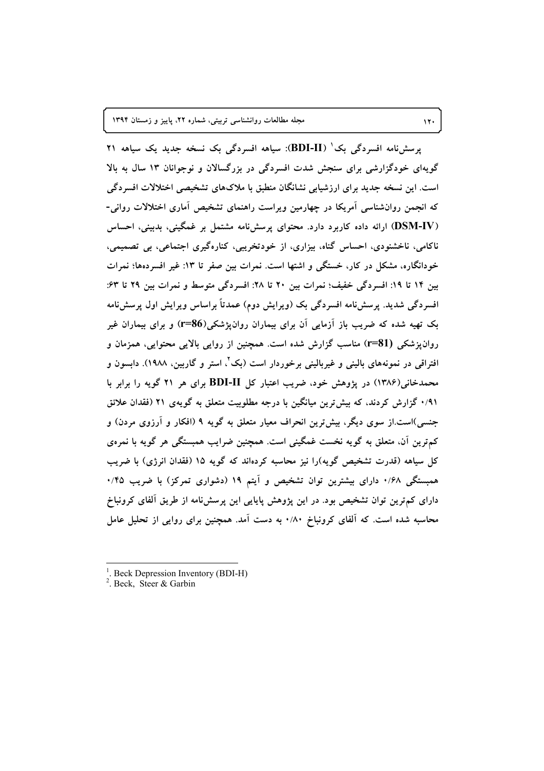**پرسش‌نامه افسردگی بک[1] (BDI-II)**: سیاهه افسردگی بک نسخه جدید یک سیاهه ۲۱ گویه‌ای خودگزارشی برای سنجش شدت افسردگی در بزرگسالان و نوجوانان ۱۳ سال به بالا است. این نسخه جدید برای ارزشیابی نشانگان منطبق با ملاک‌های تشخیصی اختلالات افسردگی که انجمن روان‌شناسی آمریکا در چهارمین ویراست راهنمای تشخیص آماری اختلالات روانی- (DSM-IV) ارائه داده کاربرد دارد. محتوای پرسش‌نامه مشتمل بر غمگینی، بدبینی، احساس ناکامی، ناخشنودی، احساس گناه، بیزاری، از خودتخریبی، کناره‌گیری اجتماعی، بی تصمیمی، خودانگاره، مشکل در کار، خستگی و اشتها است. نمرات بین صفر تا ۱۳: غیر افسرده‌ها؛ نمرات بین ۱۴ تا ۱۹: افسردگی خفیف؛ نمرات بین ۲۰ تا ۲۸: افسردگی متوسط و نمرات بین ۲۹ تا ۶۳: افسردگی شدید. پرسش‌نامه افسردگی بک (ویرایش دوم) عمدتاً براساس ویرایش اول پرسش‌نامه بک تهیه شده که ضریب باز آزمایی آن برای بیماران روان‌پزشکی(**r=86**) و برای بیماران غیر روان‌پزشکی (**r=81**) مناسب گزارش شده است. همچنین از روایی بالایی محتوایی، همزمان و افتراقی در نمونه‌های بالینی و غیربالینی برخوردار است (بک[2]، استر و گاربین، ۱۹۸۸). دابسون و محمدخانی(۱۳۸۶) در پژوهش خود، ضریب اعتبار کل **BDI-II** برای هر ۲۱ گویه را برابر با ۰/۹۱ گزارش کردند، که بیش‌ترین میانگین با درجه مطلوبیت متعلق به گویه‌ی ۲۱ (فقدان علائق جنسی)است.از سوی دیگر، بیش‌ترین انحراف معیار متعلق به گویه ۹ (افکار و آرزوی مردن) و کم‌ترین آن، متعلق به گویه نخست غمگینی است. همچنین ضرایب همبستگی هر گویه با نمره‌ی کل سیاهه (قدرت تشخیص گویه)را نیز محاسبه کرده‌اند که گویه ۱۵ (فقدان انرژی) با ضریب همبستگی ۰/۶۸ دارای بیشترین توان تشخیص و آیتم ۱۹ (دشواری تمرکز) با ضریب ۰/۴۵ دارای کم‌ترین توان تشخیص بود. در این پژوهش پایایی این پرسش‌نامه از طریق آلفای کرونباخ محاسبه شده است. که آلفای کرونباخ ۰/۸۰ به دست آمد. همچنین برای روایی از تحلیل عامل

---

[1]. Beck Depression Inventory (BDI-H)

[2]. Beck, Steer & Garbin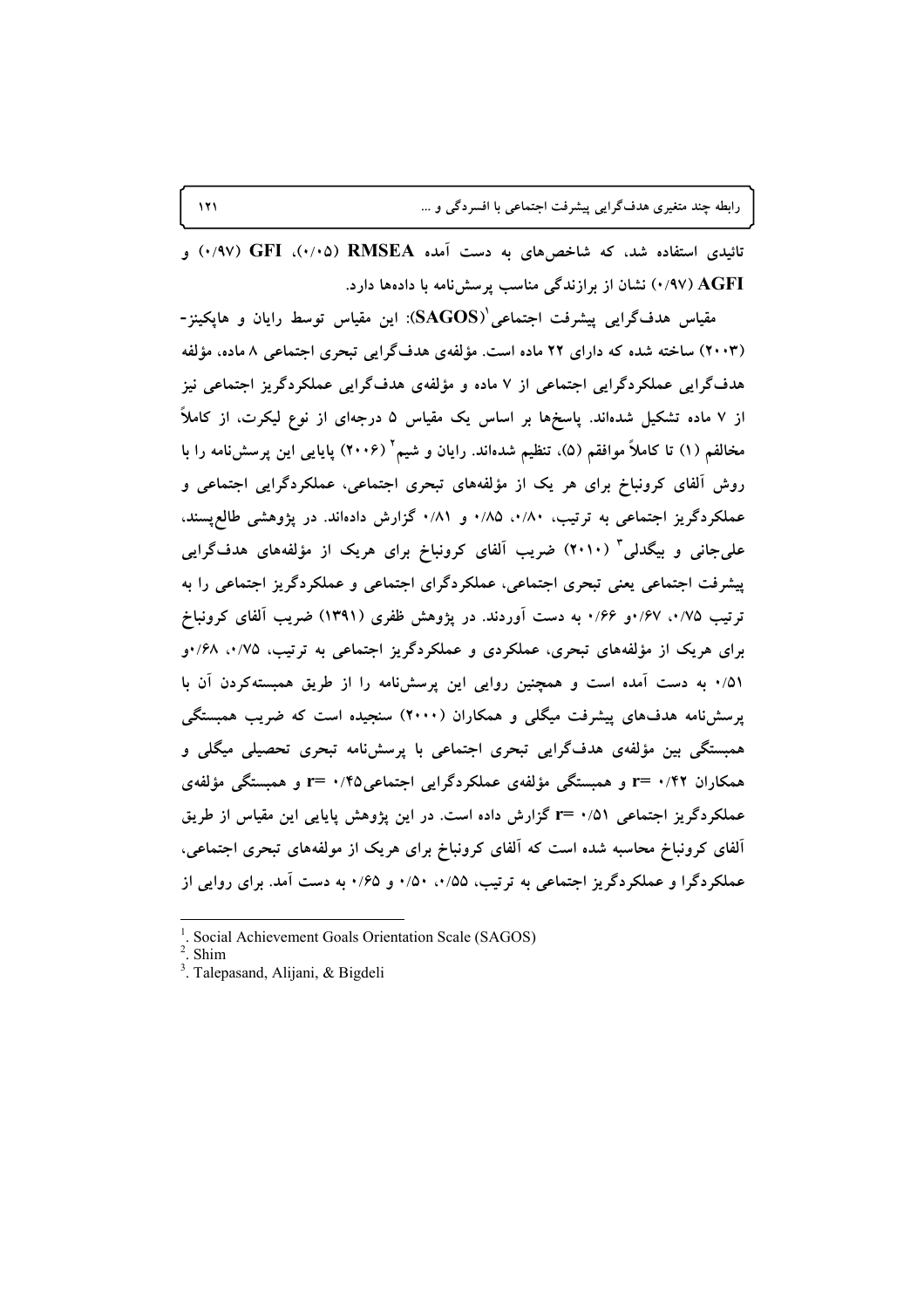تائیدی استفاده شد، که شاخص‌های به دست آمده RMSEA (۰/۰۵)، GFI (۰/۹۷) و AGFI (۰/۹۷) نشان از برازندگی مناسب پرسش‌نامه با داده‌ها دارد.

مقیاس هدف‌گرایی پیشرفت اجتماعی[1](SAGOS): این مقیاس توسط رایان و هاپکینز- (۲۰۰۳) ساخته شده که دارای ۲۲ ماده است. مؤلفه‌ی هدف‌گرایی تبحری اجتماعی ۸ ماده، مؤلفه هدف‌گرایی عملکردگرایی اجتماعی از ۷ ماده و مؤلفه‌ی هدف‌گرایی عملکردگریز اجتماعی نیز از ۷ ماده تشکیل شده‌اند. پاسخ‌ها بر اساس یک مقیاس ۵ درجه‌ای از نوع لیکرت، از کاملاً مخالفم (۱) تا کاملاً موافقم (۵)، تنظیم شده‌اند. رایان و شیم[2] (۲۰۰۶) پایایی این پرسش‌نامه را با روش آلفای کرونباخ برای هر یک از مؤلفه‌های تبحری اجتماعی، عملکردگرایی اجتماعی و عملکردگریز اجتماعی به ترتیب، ۰/۸۰، ۰/۸۵ و ۰/۸۱ گزارش داده‌اند. در پژوهشی طالع‌پسند، علی‌جانی و بیگدلی[3] (۲۰۱۰) ضریب آلفای کرونباخ برای هریک از مؤلفه‌های هدف‌گرایی پیشرفت اجتماعی یعنی تبحری اجتماعی، عملکردگرای اجتماعی و عملکردگریز اجتماعی را به ترتیب ۰/۷۵، ۰/۶۷و ۰/۶۶ به دست آوردند. در پژوهش ظفری (۱۳۹۱) ضریب آلفای کرونباخ برای هریک از مؤلفه‌های تبحری، عملکردی و عملکردگریز اجتماعی به ترتیب، ۰/۷۵، ۰/۶۸و ۰/۵۱ به دست آمده است و همچنین روایی این پرسش‌نامه را از طریق همبسته‌کردن آن با پرسش‌نامه هدف‌های پیشرفت میگلی و همکاران (۲۰۰۰) سنجیده است که ضریب همبستگی همبستگی بین مؤلفه‌ی هدف‌گرایی تبحری اجتماعی با پرسش‌نامه تبحری تحصیلی میگلی و همکاران ۰/۴۲ =r و همبستگی مؤلفه‌ی عملکردگرایی اجتماعی۰/۴۵ =r و همبستگی مؤلفه‌ی عملکردگریز اجتماعی ۰/۵۱ =r گزارش داده است. در این پژوهش پایایی این مقیاس از طریق آلفای کرونباخ محاسبه شده است که آلفای کرونباخ برای هریک از مولفه‌های تبحری اجتماعی، عملکردگرا و عملکردگریز اجتماعی به ترتیب، ۰/۵۵، ۰/۵۰ و ۰/۶۵ به دست آمد. برای روایی از

---

[1]. Social Achievement Goals Orientation Scale (SAGOS)
[2]. Shim
[3]. Talepasand, Alijani, & Bigdeli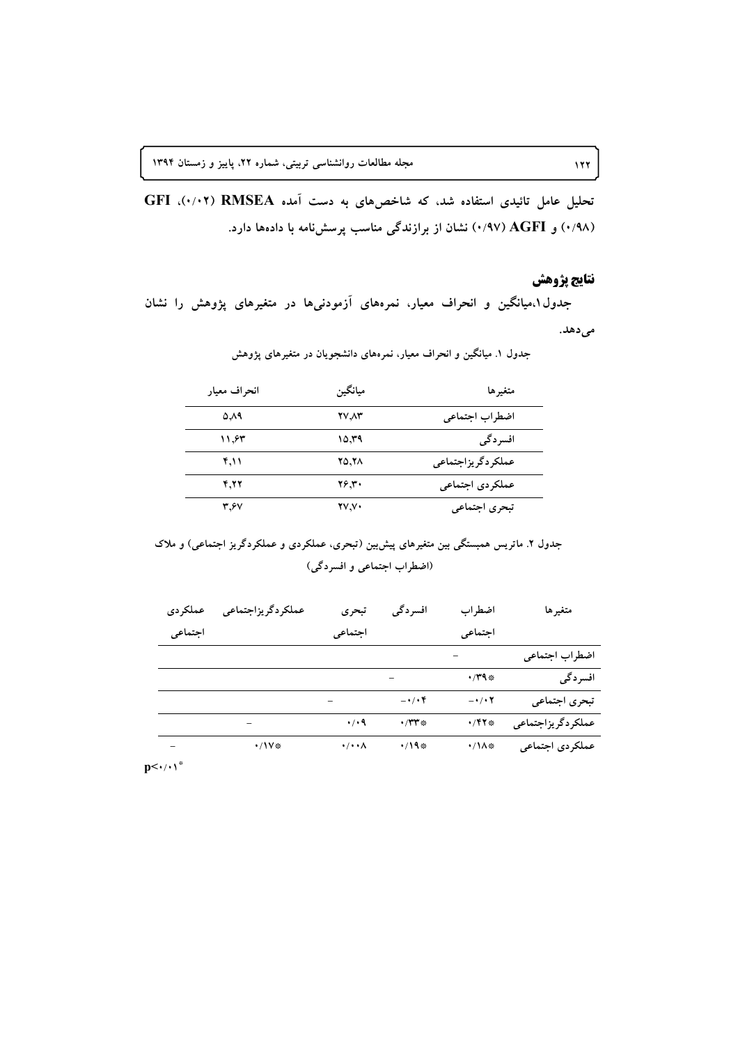تحلیل عامل تائیدی استفاده شد، که شاخص‌های به دست آمده RMSEA (۰/۰۲)، GFI (۰/۹۸) و AGFI (۰/۹۷) نشان از برازندگی مناسب پرسش‌نامه با داده‌ها دارد.

## نتایج پژوهش

جدول۱،میانگین و انحراف معیار، نمره‌های آزمودنی‌ها در متغیرهای پژوهش را نشان می‌دهد.

جدول ۱. میانگین و انحراف معیار، نمره‌های دانشجویان در متغیرهای پژوهش

| متغیرها | میانگین | انحراف معیار |
|---|---|---|
| اضطراب اجتماعی | ۲۷،۸۳ | ۵،۸۹ |
| افسردگی | ۱۵،۳۹ | ۱۱،۶۳ |
| عملکردگریزاجتماعی | ۲۵،۲۸ | ۴،۱۱ |
| عملکردی اجتماعی | ۲۶،۳۰ | ۴،۲۲ |
| تبحری اجتماعی | ۲۷،۷۰ | ۳،۶۷ |

جدول ۲. ماتریس همبستگی بین متغیرهای پیش‌بین (تبحری، عملکردی و عملکردگریز اجتماعی) و ملاک (اضطراب اجتماعی و افسردگی)

| متغیرها | اضطراب اجتماعی | افسردگی | تبحری اجتماعی | عملکردگریزاجتماعی | عملکردی اجتماعی |
|---|---|---|---|---|---|
| اضطراب اجتماعی | – | | | | |
| افسردگی | ۰/۳۹* | – | | | |
| تبحری اجتماعی | ۰/۰۲- | ۰/۰۴- | – | | |
| عملکردگریزاجتماعی | ۰/۴۲* | ۰/۳۳* | ۰/۰۹ | – | |
| عملکردی اجتماعی | ۰/۱۸* | ۰/۱۹* | ۰/۰۰۸ | ۰/۱۷* | – |

$p<0/01^*$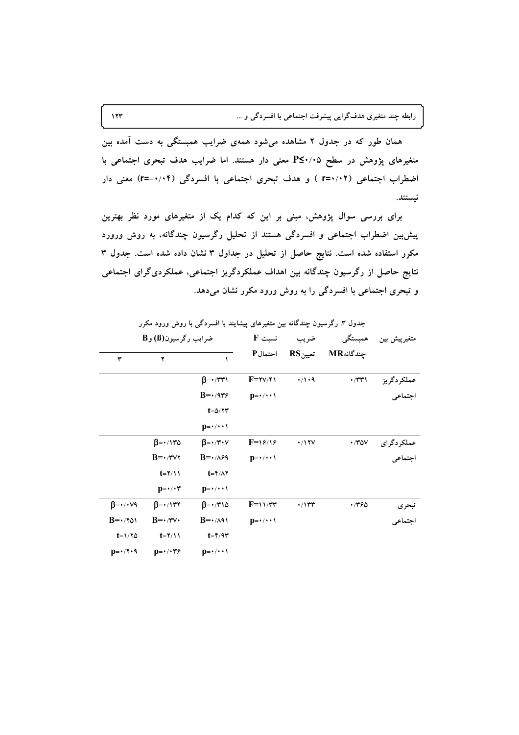همان طور که در جدول ۲ مشاهده می‌شود همه‌ی ضرایب همبستگی به دست آمده بین متغیرهای پژوهش در سطح P≤۰/۰۵ معنی دار هستند. اما ضرایب هدف تبحری اجتماعی با اضطراب اجتماعی (r=۰/۰۲ ) و هدف تبحری اجتماعی با افسردگی (r=-۰/۰۴) معنی دار نیستند.

برای بررسی سوال پژوهش، مبنی بر این که کدام یک از متغیرهای مورد نظر بهترین پیش‌بین اضطراب اجتماعی و افسردگی هستند از تحلیل رگرسیون چندگانه، به روش وورود مکرر استفاده شده است. نتایج حاصل از تحلیل در جداول ۳ نشان داده شده است. جدول ۳ نتایج حاصل از رگرسیون چندگانه بین اهداف عملکردگریز اجتماعی، عملکردی‌گرای اجتماعی و تبحری اجتماعی با افسردگی را به روش ورود مکرر نشان می‌دهد.

جدول ۳. رگرسیون چندگانه بین متغیرهای پیشایند با افسردگی با روش ورود مکرر

| متغیرپیش بین | همبستگی چندگانه MR | ضریب تعیین RS | نسبت F احتمال P | ضرایب رگرسیون (β) و B ۱ | ۲ | ۳ |
|---|---|---|---|---|---|---|
| عملکردگریز اجتماعی | ۰/۳۳۱ | ۰/۱۰۹ | F=۲۷/۴۱<br>p=۰/۰۰۱ | β=۰/۳۳۱<br>B=۰/۹۳۶<br>t=۵/۲۳<br>p=۰/۰۰۱ | | |
| عملکردگرای اجتماعی | ۰/۳۵۷ | ۰/۱۲۷ | F=۱۶/۱۶<br>p=۰/۰۰۱ | β=۰/۳۰۷<br>B=۰/۸۶۹<br>t=۴/۸۲<br>p=۰/۰۰۱ | β=۰/۱۳۵<br>B=۰/۳۷۲<br>t=۲/۱۱<br>p=۰/۰۳ | |
| تبحری اجتماعی | ۰/۳۶۵ | ۰/۱۳۳ | F=۱۱/۳۳<br>p=۰/۰۰۱ | β=۰/۳۱۵<br>B=۰/۸۹۱<br>t=۴/۹۳<br>p=۰/۰۰۱ | β=۰/۱۳۴<br>B=۰/۳۷۰<br>t=۲/۱۱<br>p=۰/۰۳۶ | β=۰/۰۷۹<br>B=۰/۲۵۱<br>t=۱/۲۵<br>p=۰/۲۰۹ |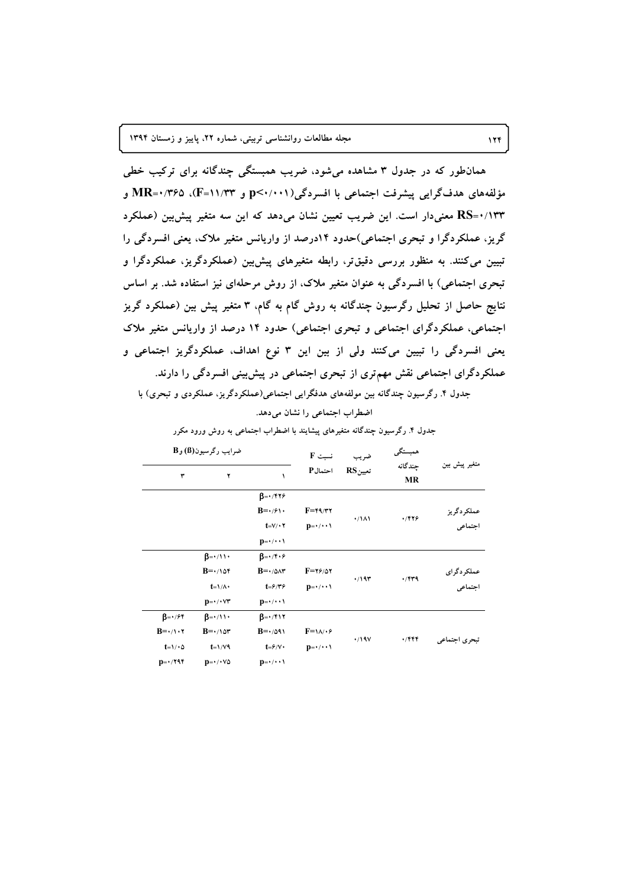همان‌طور که در جدول ۳ مشاهده می‌شود، ضریب همبستگی چندگانه برای ترکیب خطی مؤلفه‌های هدف‌گرایی پیشرفت اجتماعی با افسردگی($p<۰/۰۰۱$ و $F=۱۱/۳۳$)، $MR=۰/۳۶۵$ و $RS=۰/۱۳۳$ معنی‌دار است. این ضریب تعیین نشان می‌دهد که این سه متغیر پیش‌بین (عملکرد گریز، عملکردگرا و تبحری اجتماعی)حدود ۱۴درصد از واریانس متغیر ملاک، یعنی افسردگی را تبیین می‌کنند. به منظور بررسی دقیق‌تر، رابطه متغیرهای پیش‌بین (عملکردگریز، عملکردگرا و تبحری اجتماعی) با افسردگی به عنوان متغیر ملاک، از روش مرحله‌ای نیز استفاده شد. بر اساس نتایج حاصل از تحلیل رگرسیون چندگانه به روش گام به گام، ۳ متغیر پیش بین (عملکرد گریز اجتماعی، عملکردگرای اجتماعی و تبحری اجتماعی) حدود ۱۴ درصد از واریانس متغیر ملاک یعنی افسردگی را تبیین می‌کنند ولی از بین این ۳ نوع اهداف، عملکردگریز اجتماعی و عملکردگرای اجتماعی نقش مهم‌تری از تبحری اجتماعی در پیش‌بینی افسردگی را دارند.

جدول ۴. رگرسیون چندگانه بین مولفه‌های هدفگرایی اجتماعی(عملکردگریز، عملکردی و تبحری) با اضطراب اجتماعی را نشان می‌دهد.

جدول ۴. رگرسیون چندگانه متغیرهای پیشایند با اضطراب اجتماعی به روش ورود مکرر

| متغیر پیش بین | همبستگی چندگانه MR | ضریب تعیین RS | نسبت F احتمال P | ضرایب رگرسیون(β) و B ۱ | ۲ | ۳ |
|---|---|---|---|---|---|---|
| عملکردگریز اجتماعی | ۰/۴۲۶ | ۰/۱۸۱ | F=۴۹/۳۲<br>p=۰/۰۰۱ | β=۰/۴۲۶<br>B=۰/۶۱۰<br>t=۷/۰۲<br>p=۰/۰۰۱ | | |
| عملکردگرای اجتماعی | ۰/۴۳۹ | ۰/۱۹۳ | F=۲۶/۵۲<br>p=۰/۰۰۱ | β=۰/۴۰۶<br>B=۰/۵۸۳<br>t=۶/۳۶<br>p=۰/۰۰۱ | β=۰/۱۱۰<br>B=۰/۱۵۴<br>t=۱/۸۰<br>p=۰/۰۷۳ | |
| تبحری اجتماعی | ۰/۴۴۴ | ۰/۱۹۷ | F=۱۸/۰۶<br>p=۰/۰۰۱ | β=۰/۴۱۲<br>B=۰/۵۹۱<br>t=۶/۷۰<br>p=۰/۰۰۱ | β=۰/۱۱۰<br>B=۰/۱۵۳<br>t=۱/۷۹<br>p=۰/۰۷۵ | β=۰/۶۴<br>B=۰/۱۰۲<br>t=۱/۰۵<br>p=۰/۲۹۴ |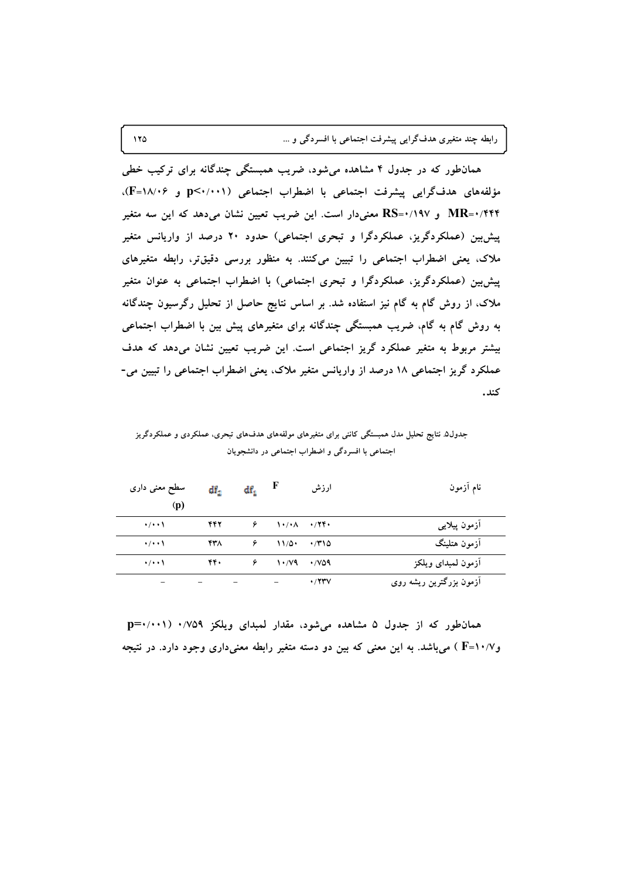همان‌طور که در جدول ۴ مشاهده می‌شود، ضریب همبستگی چندگانه برای ترکیب خطی مؤلفه‌های هدف‌گرایی پیشرفت اجتماعی با اضطراب اجتماعی (p<۰/۰۰۱ و F=۱۸/۰۶)، MR=۰/۴۴۴ و RS=۰/۱۹۷ معنی‌دار است. این ضریب تعیین نشان می‌دهد که این سه متغیر پیش‌بین (عملکردگریز، عملکردگرا و تبحری اجتماعی) حدود ۲۰ درصد از واریانس متغیر ملاک، یعنی اضطراب اجتماعی را تبیین می‌کنند. به منظور بررسی دقیق‌تر، رابطه متغیرهای پیش‌بین (عملکردگریز، عملکردگرا و تبحری اجتماعی) با اضطراب اجتماعی به عنوان متغیر ملاک، از روش گام به گام نیز استفاده شد. بر اساس نتایج حاصل از تحلیل رگرسیون چندگانه به روش گام به گام، ضریب همبستگی چندگانه برای متغیرهای پیش بین با اضطراب اجتماعی بیشتر مربوط به متغیر عملکرد گریز اجتماعی است. این ضریب تعیین نشان می‌دهد که هدف عملکرد گریز اجتماعی ۱۸ درصد از واریانس متغیر ملاک، یعنی اضطراب اجتماعی را تبیین می‌کند.

جدول۵. نتایج تحلیل مدل همبستگی کانتی برای متغیرهای مولفه‌های هدف‌های تبحری، عملکردی و عملکردگریز اجتماعی با افسردگی و اضطراب اجتماعی در دانشجویان

| نام آزمون | ارزش | F | $df_1$ | $df_2$ | سطح معنی داری (p) |
|---|---|---|---|---|---|
| آزمون پیلایی | ۰/۲۴۰ | ۱۰/۰۸ | ۶ | ۴۴۲ | ۰/۰۰۱ |
| آزمون هتلینگ | ۰/۳۱۵ | ۱۱/۵۰ | ۶ | ۴۳۸ | ۰/۰۰۱ |
| آزمون لمبدای ویلکز | ۰/۷۵۹ | ۱۰/۷۹ | ۶ | ۴۴۰ | ۰/۰۰۱ |
| آزمون بزرگترین ریشه روی | ۰/۲۳۷ | – | – | – | – |

همان‌طور که از جدول ۵ مشاهده می‌شود، مقدار لمبدای ویلکز ۰/۷۵۹ (p=۰/۰۰۱ و F=۱۰/۷ ) می‌باشد. به این معنی که بین دو دسته متغیر رابطه معنی‌داری وجود دارد. در نتیجه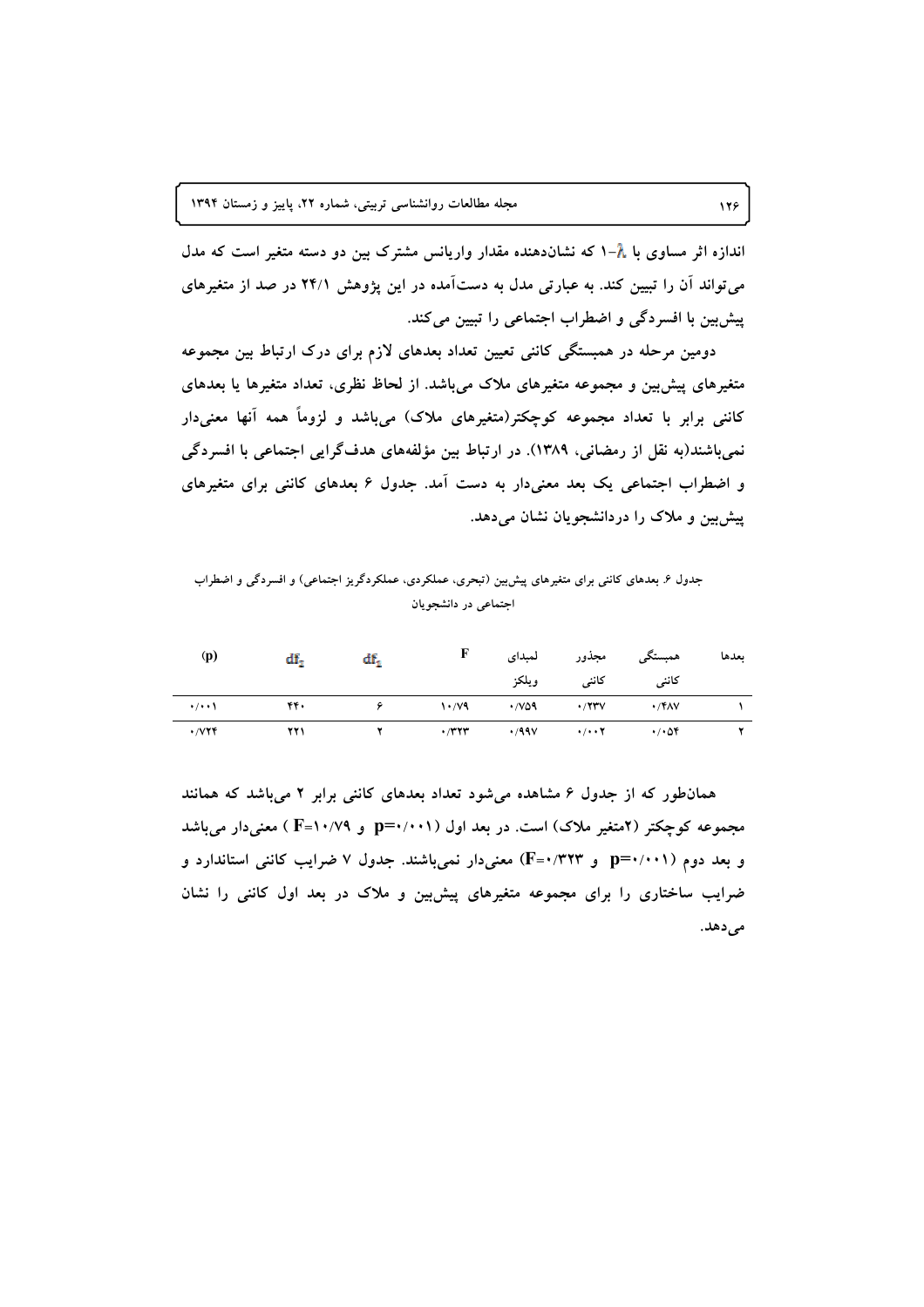اندازه اثر مساوی با $\lambda$-۱ که نشان‌دهنده مقدار واریانس مشترک بین دو دسته متغیر است که مدل می‌تواند آن را تبیین کند. به عبارتی مدل به دست‌آمده در این پژوهش ۲۴/۱ در صد از متغیرهای پیش‌بین با افسردگی و اضطراب اجتماعی را تبیین می‌کند.

دومین مرحله در همبستگی کاننی تعیین تعداد بعدهای لازم برای درک ارتباط بین مجموعه متغیرهای پیش‌بین و مجموعه متغیرهای ملاک می‌باشد. از لحاظ نظری، تعداد متغیرها یا بعدهای کاننی برابر با تعداد مجموعه کوچکتر(متغیرهای ملاک) می‌باشد و لزوماً همه آنها معنی‌دار نمی‌باشند(به نقل از رمضانی، ۱۳۸۹). در ارتباط بین مؤلفه‌های هدف‌گرایی اجتماعی با افسردگی و اضطراب اجتماعی یک بعد معنی‌دار به دست آمد. جدول ۶ بعدهای کاننی برای متغیرهای پیش‌بین و ملاک را دردانشجویان نشان می‌دهد.

جدول ۶. بعدهای کاننی برای متغیرهای پیش‌بین (تبحری، عملکردی، عملکردگریز اجتماعی) و افسردگی و اضطراب اجتماعی در دانشجویان

| بعدها | همبستگی کاننی | مجذور کاننی | لمبدای ویلکز | F | $df_1$ | $df_2$ | (p) |
|---|---|---|---|---|---|---|---|
| ۱ | ۰/۴۸۷ | ۰/۲۳۷ | ۰/۷۵۹ | ۱۰/۷۹ | ۶ | ۴۴۰ | ۰/۰۰۱ |
| ۲ | ۰/۰۵۴ | ۰/۰۰۲ | ۰/۹۹۷ | ۰/۳۲۳ | ۲ | ۲۲۱ | ۰/۷۲۴ |

همان‌طور که از جدول ۶ مشاهده می‌شود تعداد بعدهای کاننی برابر ۲ می‌باشد که همانند مجموعه کوچکتر (۲متغیر ملاک) است. در بعد اول ($p$=۰/۰۰۱ و $F$=۱۰/۷۹ ) معنی‌دار می‌باشد و بعد دوم ($p$=۰/۰۰۱ و $F$=۰/۳۲۳) معنی‌دار نمی‌باشند. جدول ۷ ضرایب کاننی استاندارد و ضرایب ساختاری را برای مجموعه متغیرهای پیش‌بین و ملاک در بعد اول کاننی را نشان می‌دهد.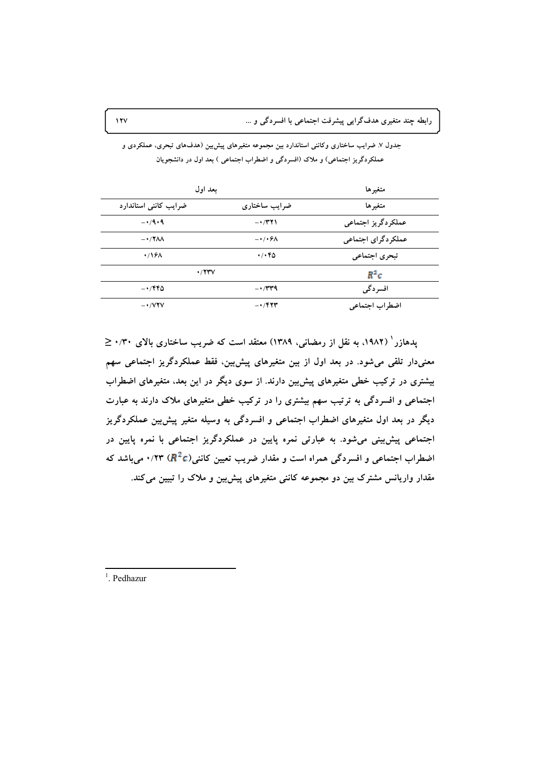جدول ۷. ضرایب ساختاری وکاننی استاندارد بین مجموعه متغیرهای پیش‌بین (هدف‌های تبحری، عملکردی و عملکردگریز اجتماعی) و ملاک (افسردگی و اضطراب اجتماعی ) بعد اول در دانشجویان

| متغیرها | بعد اول | |
|---|---|---|
| متغیرها | ضرایب ساختاری | ضرایب کاننی استاندارد |
| عملکردگریز اجتماعی | -۰/۳۲۱ | -۰/۹۰۹ |
| عملکردگرای اجتماعی | -۰/۰۶۸ | -۰/۲۸۸ |
| تبحری اجتماعی | ۰/۰۴۵ | ۰/۱۶۸ |
| $R^2c$ | ۰/۲۳۷ | |
| افسردگی | -۰/۳۳۹ | -۰/۴۴۵ |
| اضطراب اجتماعی | -۰/۴۲۳ | -۰/۷۲۷ |

پدهازر[1] (۱۹۸۲، به نقل از رمضانی، ۱۳۸۹) معتقد است که ضریب ساختاری بالای ۰/۳۰ ≤ معنی‌دار تلقی می‌شود. در بعد اول از بین متغیرهای پیش‌بین، فقط عملکردگریز اجتماعی سهم بیشتری در ترکیب خطی متغیرهای پیش‌بین دارند. از سوی دیگر در این بعد، متغیرهای اضطراب اجتماعی و افسردگی به ترتیب سهم بیشتری را در ترکیب خطی متغیرهای ملاک دارند به عبارت دیگر در بعد اول متغیرهای اضطراب اجتماعی و افسردگی به وسیله متغیر پیش‌بین عملکردگریز اجتماعی پیش‌بینی می‌شود. به عبارتی نمره پایین در عملکردگریز اجتماعی با نمره پایین در اضطراب اجتماعی و افسردگی همراه است و مقدار ضریب تعیین کاننی($R^2c$) ۰/۲۳ می‌باشد که مقدار واریانس مشترک بین دو مجموعه کاننی متغیرهای پیش‌بین و ملاک را تبیین می‌کند.

---

[1]. Pedhazur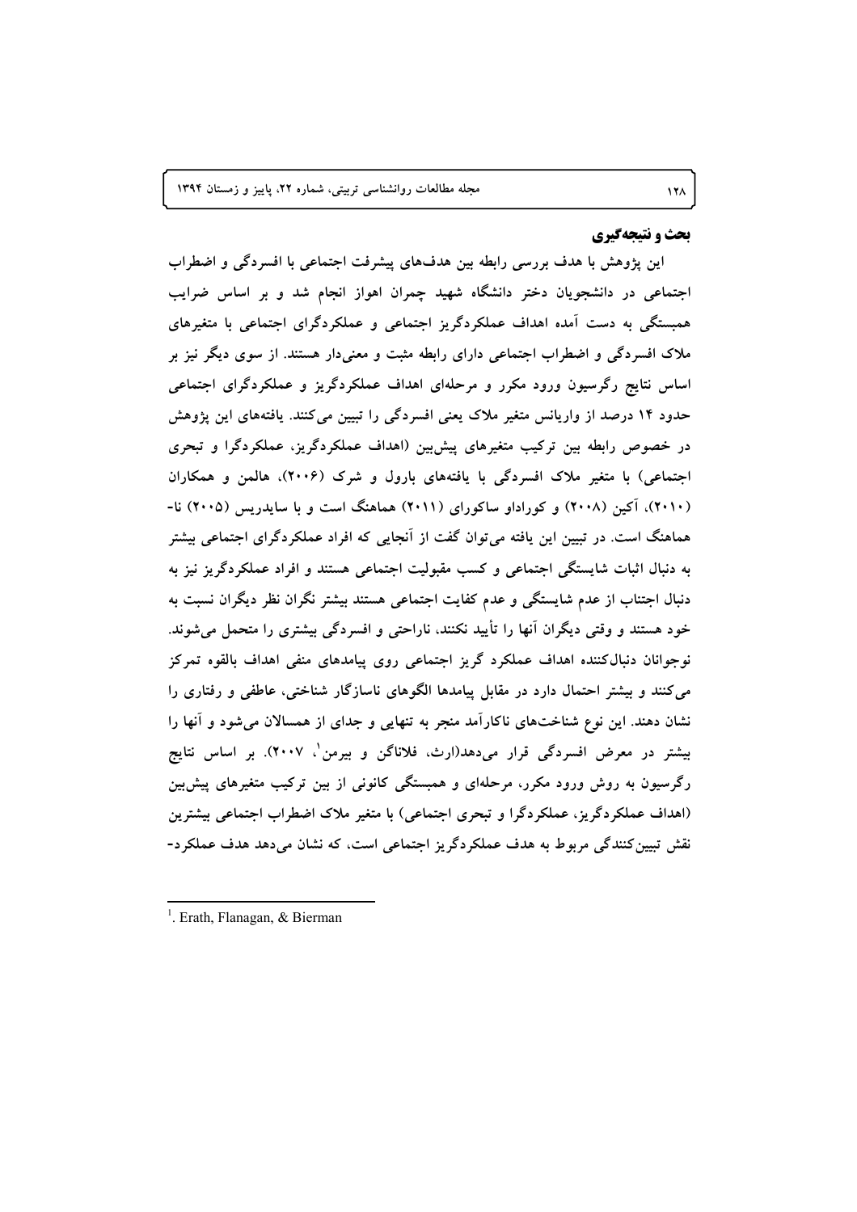## بحث و نتیجه‌گیری

این پژوهش با هدف بررسی رابطه بین هدف‌های پیشرفت اجتماعی با افسردگی و اضطراب اجتماعی در دانشجویان دختر دانشگاه شهید چمران اهواز انجام شد و بر اساس ضرایب همبستگی به دست آمده اهداف عملکردگریز اجتماعی و عملکردگرای اجتماعی با متغیرهای ملاک افسردگی و اضطراب اجتماعی دارای رابطه مثبت و معنی‌دار هستند. از سوی دیگر نیز بر اساس نتایج رگرسیون ورود مکرر و مرحله‌ای اهداف عملکردگریز و عملکردگرای اجتماعی حدود ۱۴ درصد از واریانس متغیر ملاک یعنی افسردگی را تبیین می‌کنند. یافته‌های این پژوهش در خصوص رابطه بین ترکیب متغیرهای پیش‌بین (اهداف عملکردگریز، عملکردگرا و تبحری اجتماعی) با متغیر ملاک افسردگی با یافته‌های بارول و شرک (۲۰۰۶)، هالمن و همکاران (۲۰۱۰)، آکین (۲۰۰۸) و کوراداو ساکورای (۲۰۱۱) هماهنگ است و با سایدریس (۲۰۰۵) نا-هماهنگ است. در تبیین این یافته می‌توان گفت از آنجایی که افراد عملکردگرای اجتماعی بیشتر به دنبال اثبات شایستگی اجتماعی و کسب مقبولیت اجتماعی هستند و افراد عملکردگریز نیز به دنبال اجتناب از عدم شایستگی و عدم کفایت اجتماعی هستند بیشتر نگران نظر دیگران نسبت به خود هستند و وقتی دیگران آنها را تأیید نکنند، ناراحتی و افسردگی بیشتری را متحمل می‌شوند. نوجوانان دنبال‌کننده اهداف عملکرد گریز اجتماعی روی پیامدهای منفی اهداف بالقوه تمرکز می‌کنند و بیشتر احتمال دارد در مقابل پیامدها الگوهای ناسازگار شناختی، عاطفی و رفتاری را نشان دهند. این نوع شناخت‌های ناکارآمد منجر به تنهایی و جدای از همسالان می‌شود و آنها را بیشتر در معرض افسردگی قرار می‌دهد(ارث، فلاناگن و بیرمن[1]، ۲۰۰۷). بر اساس نتایج رگرسیون به روش ورود مکرر، مرحله‌ای و همبستگی کانونی از بین ترکیب متغیرهای پیش‌بین (اهداف عملکردگریز، عملکردگرا و تبحری اجتماعی) با متغیر ملاک اضطراب اجتماعی بیشترین نقش تبیین‌کنندگی مربوط به هدف عملکردگریز اجتماعی است، که نشان می‌دهد هدف عملکرد-

---

[1]. Erath, Flanagan, & Bierman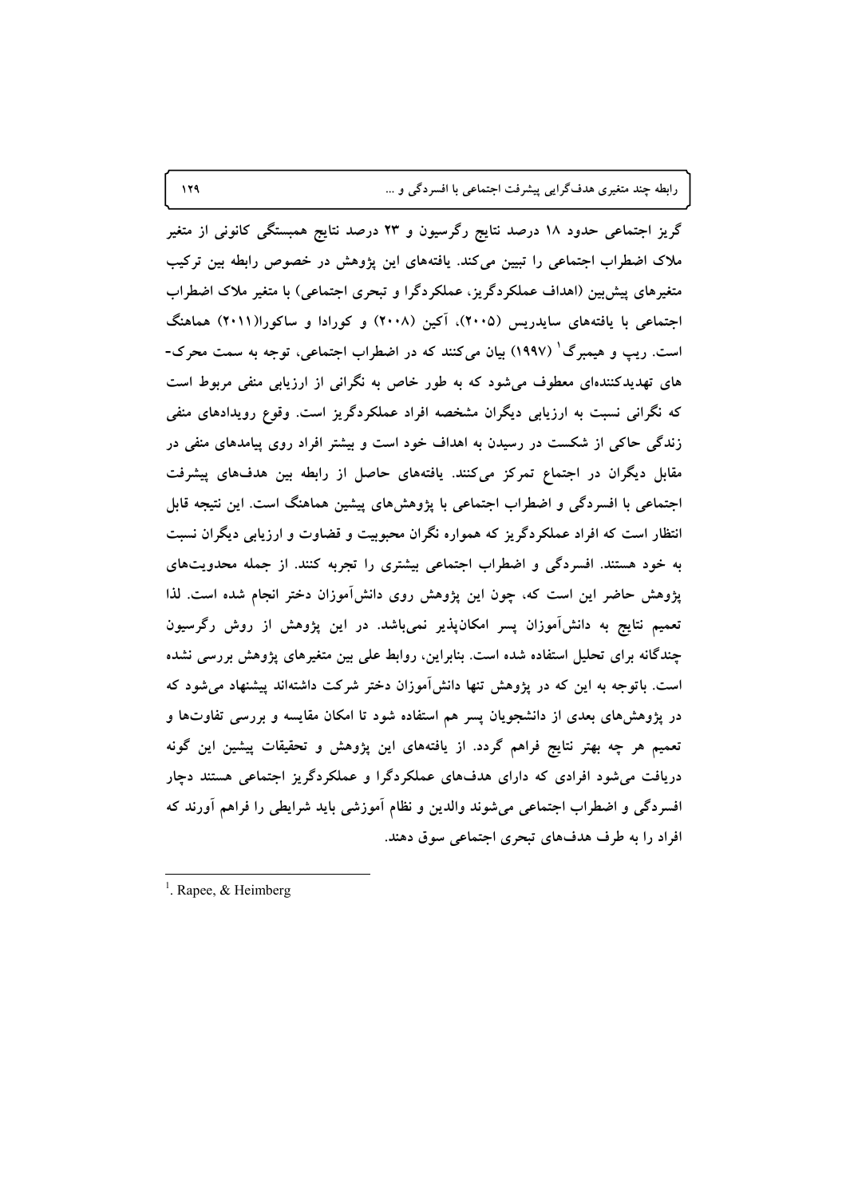گریز اجتماعی حدود ۱۸ درصد نتایج رگرسیون و ۲۳ درصد نتایج همبستگی کانونی از متغیر ملاک اضطراب اجتماعی را تبیین می‌کند. یافته‌های این پژوهش در خصوص رابطه بین ترکیب متغیرهای پیش‌بین (اهداف عملکردگریز، عملکردگرا و تبحری اجتماعی) با متغیر ملاک اضطراب اجتماعی با یافته‌های سایدریس (۲۰۰۵)، آکین (۲۰۰۸) و کورادا و ساکورا(۲۰۱۱) هماهنگ است. ریپ و هیمبرگ[1] (۱۹۹۷) بیان می‌کنند که در اضطراب اجتماعی، توجه به سمت محرک-های تهدیدکننده‌ای معطوف می‌شود که به طور خاص به نگرانی از ارزیابی منفی مربوط است که نگرانی نسبت به ارزیابی دیگران مشخصه افراد عملکردگریز است. وقوع رویدادهای منفی زندگی حاکی از شکست در رسیدن به اهداف خود است و بیشتر افراد روی پیامدهای منفی در مقابل دیگران در اجتماع تمرکز می‌کنند. یافته‌های حاصل از رابطه بین هدف‌های پیشرفت اجتماعی با افسردگی و اضطراب اجتماعی با پژوهش‌های پیشین هماهنگ است. این نتیجه قابل انتظار است که افراد عملکردگریز که همواره نگران محبوبیت و قضاوت و ارزیابی دیگران نسبت به خود هستند. افسردگی و اضطراب اجتماعی بیشتری را تجربه کنند. از جمله محدویت‌های پژوهش حاضر این است که، چون این پژوهش روی دانش‌آموزان دختر انجام شده است. لذا تعمیم نتایج به دانش‌آموزان پسر امکان‌پذیر نمی‌باشد. در این پژوهش از روش رگرسیون چندگانه برای تحلیل استفاده شده است. بنابراین، روابط علی بین متغیرهای پژوهش بررسی نشده است. باتوجه به این که در پژوهش تنها دانش‌آموزان دختر شرکت داشته‌اند پیشنهاد می‌شود که در پژوهش‌های بعدی از دانشجویان پسر هم استفاده شود تا امکان مقایسه و بررسی تفاوت‌ها و تعمیم هر چه بهتر نتایج فراهم گردد. از یافته‌های این پژوهش و تحقیقات پیشین این گونه دریافت می‌شود افرادی که دارای هدف‌های عملکردگرا و عملکردگریز اجتماعی هستند دچار افسردگی و اضطراب اجتماعی می‌شوند والدین و نظام آموزشی باید شرایطی را فراهم آورند که افراد را به طرف هدف‌های تبحری اجتماعی سوق دهند.

---

[1]. Rapee, & Heimberg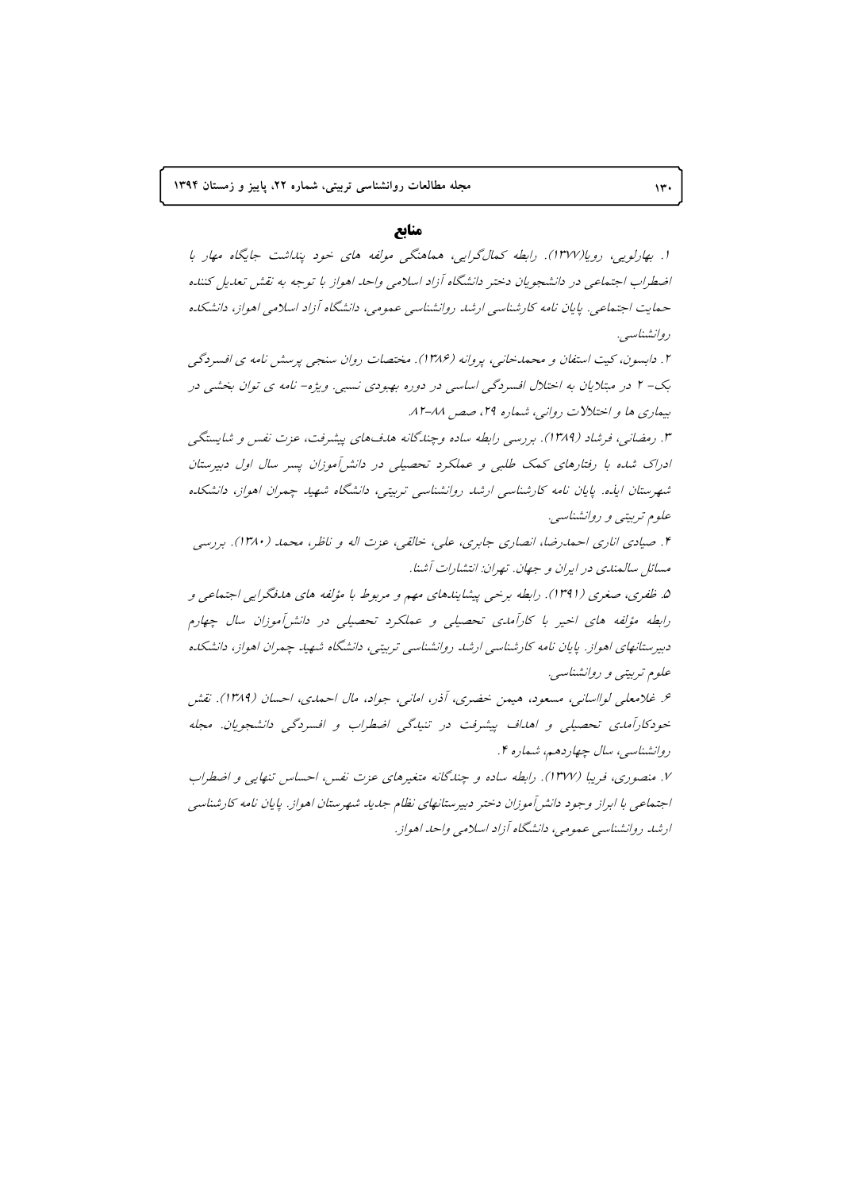## منابع

۱. بهارلویی، رویا(۱۳۷۷). رابطه کمال‌گرایی، هماهنگی مولفه های خود پنداشت جایگاه مهار با اضطراب اجتماعی در دانشجویان دختر دانشگاه آزاد اسلامی واحد اهواز با توجه به نقش تعدیل کننده حمایت اجتماعی. پایان نامه کارشناسی ارشد روانشناسی عمومی، دانشگاه آزاد اسلامی اهواز، دانشکده روانشناسی.

۲. دابسون، کیت استفان و محمدخانی، پروانه (۱۳۸۶). مختصات روان سنجی پرسش نامه ی افسردگی بک- ۲ در مبتلایان به اختلال افسردگی اساسی در دوره بهبودی نسبی. ویژه- نامه ی توان بخشی در بیماری ها و اختلالات روانی، شماره ۲۹، صص ۸۸-۸۲.

۳. رمضانی، فرشاد (۱۳۸۹). بررسی رابطه ساده وچندگانه هدف‌های پیشرفت، عزت نفس و شایستگی ادراک شده با رفتارهای کمک طلبی و عملکرد تحصیلی در دانش‌آموزان پسر سال اول دبیرستان شهرستان ایذه. پایان نامه کارشناسی ارشد روانشناسی تربیتی، دانشگاه شهید چمران اهواز، دانشکده علوم تربیتی و روانشناسی.

۴. صیادی انارى احمدرضا، انصاری جابری، علی، خالقی، عزت اله و ناظر، محمد (۱۳۸۰). بررسی مسائل سالمندی در ایران و جهان. تهران: انتشارات آشنا.

۵. ظفری، صغری (۱۳۹۱). رابطه برخی پیشایندهای مهم و مربوط با مؤلفه های هدفگرایی اجتماعی و رابطه مؤلفه های اخیر با کارآمدی تحصیلی و عملکرد تحصیلی در دانش‌آموزان سال چهارم دبیرستانهای اهواز. پایان نامه کارشناسی ارشد روانشناسی تربیتی، دانشگاه شهید چمران اهواز، دانشکده علوم تربیتی و روانشناسی.

۶. غلامعلی لواسانی، مسعود، هیمن خضری، آذر، امانی، جواد، مال احمدی، احسان (۱۳۸۹). نقش خودکارآمدی تحصیلی و اهداف پیشرفت در تنیدگی اضطراب و افسردگی دانشجویان. مجله روانشناسی، سال چهاردهم، شماره ۴.

۷. منصوری، فریبا (۱۳۷۷). رابطه ساده و چندگانه متغیرهای عزت نفس، احساس تنهایی و اضطراب اجتماعی با ابراز وجود دانش‌آموزان دختر دبیرستانهای نظام جدید شهرستان اهواز. پایان نامه کارشناسی ارشد روانشناسی عمومی، دانشگاه آزاد اسلامی واحد اهواز.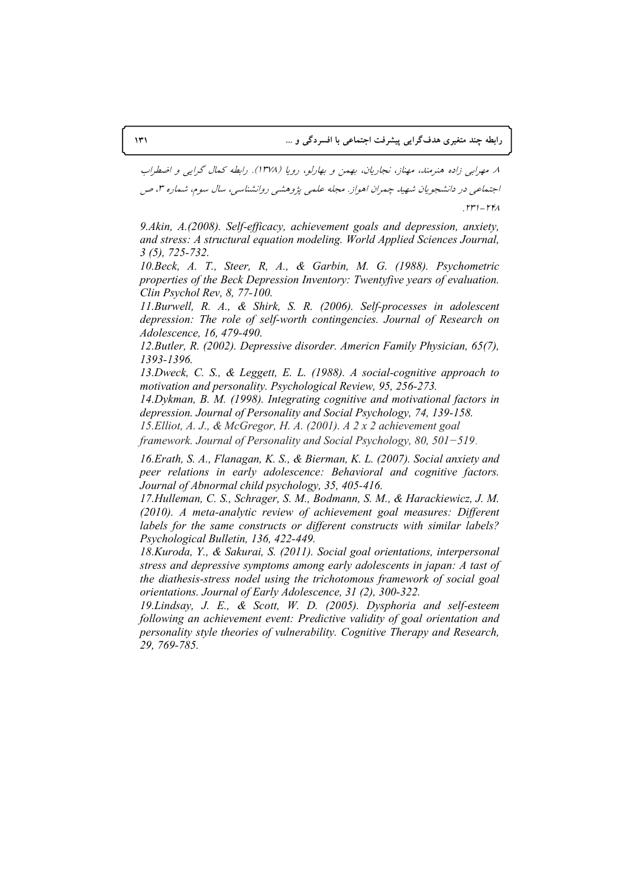۸. مهرابی زاده هنرمند، مهناز، نجاریان، بهمن و بهارلو، رویا (۱۳۷۸). رابطه کمال گرایی و اضطراب اجتماعی در دانشجویان شهید چمران اهواز. مجله علمی پژوهشی روانشناسی، سال سوم، شماره ۳، ص ۲۴۸-۲۳۱.

*9.Akin, A.(2008). Self-efficacy, achievement goals and depression, anxiety, and stress: A structural equation modeling. World Applied Sciences Journal, 3 (5), 725-732.*

*10.Beck, A. T., Steer, R, A., & Garbin, M. G. (1988). Psychometric properties of the Beck Depression Inventory: Twentyfive years of evaluation. Clin Psychol Rev, 8, 77-100.*

*11.Burwell, R. A., & Shirk, S. R. (2006). Self-processes in adolescent depression: The role of self-worth contingencies. Journal of Research on Adolescence, 16, 479-490.*

*12.Butler, R. (2002). Depressive disorder. Americn Family Physician, 65(7), 1393-1396.*

*13.Dweck, C. S., & Leggett, E. L. (1988). A social-cognitive approach to motivation and personality. Psychological Review, 95, 256-273.*

*14.Dykman, B. M. (1998). Integrating cognitive and motivational factors in depression. Journal of Personality and Social Psychology, 74, 139-158.*

*15.Elliot, A. J., & McGregor, H. A. (2001). A 2 x 2 achievement goal framework. Journal of Personality and Social Psychology, 80, 501−519.*

*16.Erath, S. A., Flanagan, K. S., & Bierman, K. L. (2007). Social anxiety and peer relations in early adolescence: Behavioral and cognitive factors. Journal of Abnormal child psychology, 35, 405-416.*

*17.Hulleman, C. S., Schrager, S. M., Bodmann, S. M., & Harackiewicz, J. M. (2010). A meta-analytic review of achievement goal measures: Different labels for the same constructs or different constructs with similar labels? Psychological Bulletin, 136, 422-449.*

*18.Kuroda, Y., & Sakurai, S. (2011). Social goal orientations, interpersonal stress and depressive symptoms among early adolescents in japan: A tast of the diathesis-stress nodel using the trichotomous framework of social goal orientations. Journal of Early Adolescence, 31 (2), 300-322.*

*19.Lindsay, J. E., & Scott, W. D. (2005). Dysphoria and self-esteem following an achievement event: Predictive validity of goal orientation and personality style theories of vulnerability. Cognitive Therapy and Research, 29, 769-785.*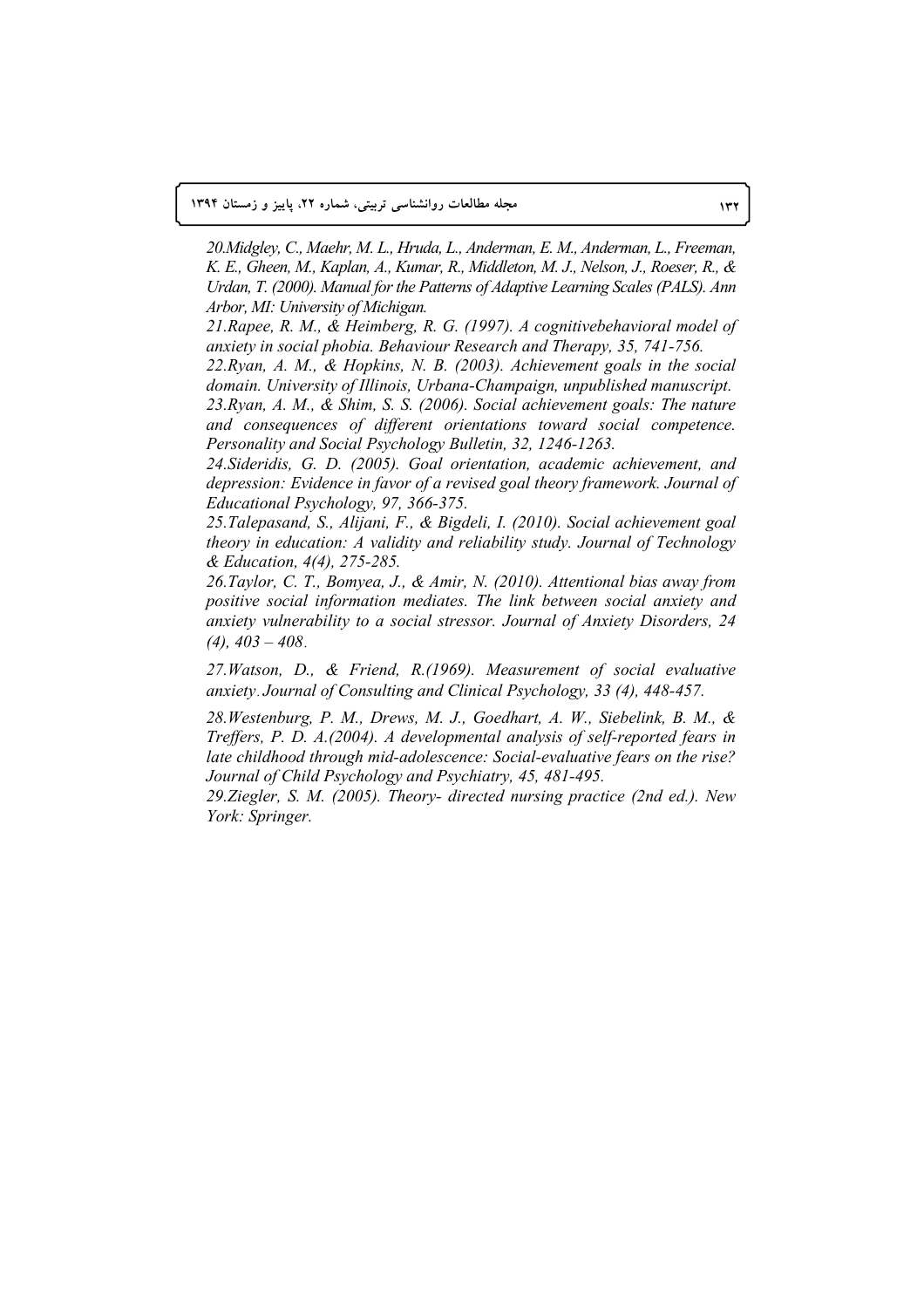20.Midgley, C., Maehr, M. L., Hruda, L., Anderman, E. M., Anderman, L., Freeman, K. E., Gheen, M., Kaplan, A., Kumar, R., Middleton, M. J., Nelson, J., Roeser, R., & Urdan, T. (2000). Manual for the Patterns of Adaptive Learning Scales (PALS). Ann Arbor, MI: University of Michigan.

21.Rapee, R. M., & Heimberg, R. G. (1997). A cognitivebehavioral model of anxiety in social phobia. Behaviour Research and Therapy, 35, 741-756.

22.Ryan, A. M., & Hopkins, N. B. (2003). Achievement goals in the social domain. University of Illinois, Urbana-Champaign, unpublished manuscript.

23.Ryan, A. M., & Shim, S. S. (2006). Social achievement goals: The nature and consequences of different orientations toward social competence. Personality and Social Psychology Bulletin, 32, 1246-1263.

24.Sideridis, G. D. (2005). Goal orientation, academic achievement, and depression: Evidence in favor of a revised goal theory framework. Journal of Educational Psychology, 97, 366-375.

25.Talepasand, S., Alijani, F., & Bigdeli, I. (2010). Social achievement goal theory in education: A validity and reliability study. Journal of Technology & Education, 4(4), 275-285.

26.Taylor, C. T., Bomyea, J., & Amir, N. (2010). Attentional bias away from positive social information mediates. The link between social anxiety and anxiety vulnerability to a social stressor. Journal of Anxiety Disorders, 24 (4), 403 – 408.

27.Watson, D., & Friend, R.(1969). Measurement of social evaluative anxiety. Journal of Consulting and Clinical Psychology, 33 (4), 448-457.

28.Westenburg, P. M., Drews, M. J., Goedhart, A. W., Siebelink, B. M., & Treffers, P. D. A.(2004). A developmental analysis of self-reported fears in late childhood through mid-adolescence: Social-evaluative fears on the rise? Journal of Child Psychology and Psychiatry, 45, 481-495.

29.Ziegler, S. M. (2005). Theory- directed nursing practice (2nd ed.). New York: Springer.